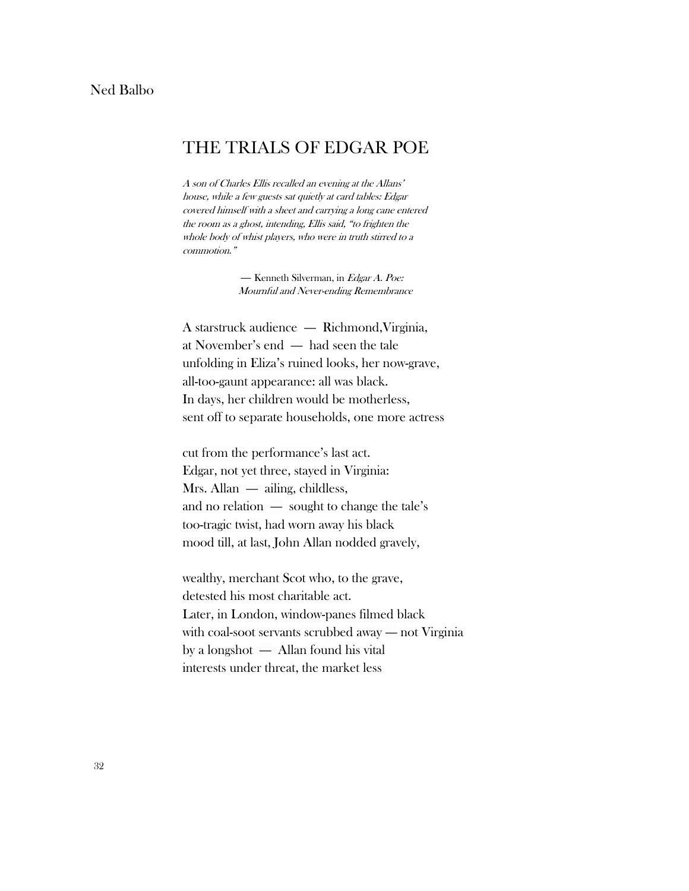Ned Balbo

# THE TRIALS OF EDGAR POE

*A son of Charles Ellis recalled an evening at the Allans' house, while a few guests sat quietly at card tables: Edgar covered himself with a sheet and carrying a long cane entered the room as a ghost, intending, Ellis said, "to frighten the whole body of whist players, who were in truth stirred to a commotion."*

— Kenneth Silverman, in *Edgar A. Poe: Mournful and Never-ending Remembrance*

A starstruck audience — Richmond, Virginia,
at November's end — had seen the tale
unfolding in Eliza's ruined looks, her now-grave,
all-too-gaunt appearance: all was black.
In days, her children would be motherless,
sent off to separate households, one more actress

cut from the performance's last act.
Edgar, not yet three, stayed in Virginia:
Mrs. Allan — ailing, childless,
and no relation — sought to change the tale's
too-tragic twist, had worn away his black
mood till, at last, John Allan nodded gravely,

wealthy, merchant Scot who, to the grave,
detested his most charitable act.
Later, in London, window-panes filmed black
with coal-soot servants scrubbed away — not Virginia
by a longshot — Allan found his vital
interests under threat, the market less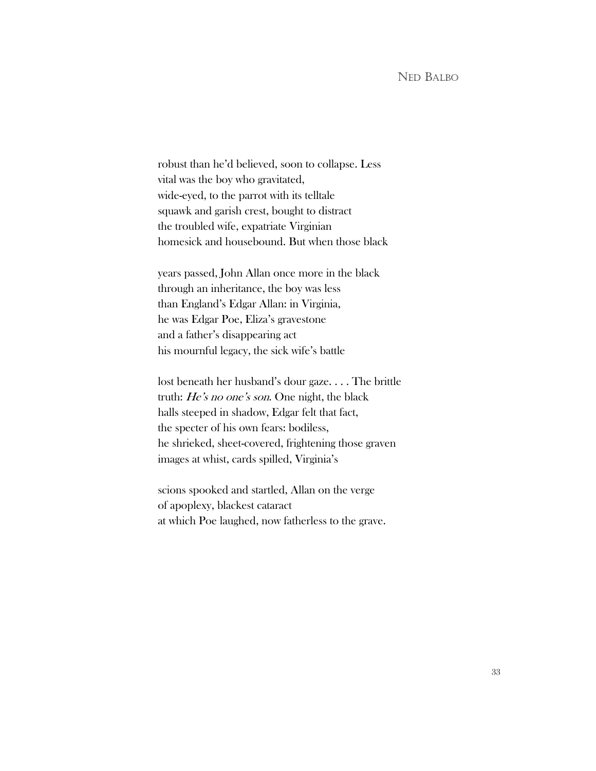robust than he'd believed, soon to collapse. Less
vital was the boy who gravitated,
wide-eyed, to the parrot with its telltale
squawk and garish crest, bought to distract
the troubled wife, expatriate Virginian
homesick and housebound. But when those black

years passed, John Allan once more in the black
through an inheritance, the boy was less
than England's Edgar Allan: in Virginia,
he was Edgar Poe, Eliza's gravestone
and a father's disappearing act
his mournful legacy, the sick wife's battle

lost beneath her husband's dour gaze. . . . The brittle
truth: *He's no one's son*. One night, the black
halls steeped in shadow, Edgar felt that fact,
the specter of his own fears: bodiless,
he shrieked, sheet-covered, frightening those graven
images at whist, cards spilled, Virginia's

scions spooked and startled, Allan on the verge
of apoplexy, blackest cataract
at which Poe laughed, now fatherless to the grave.